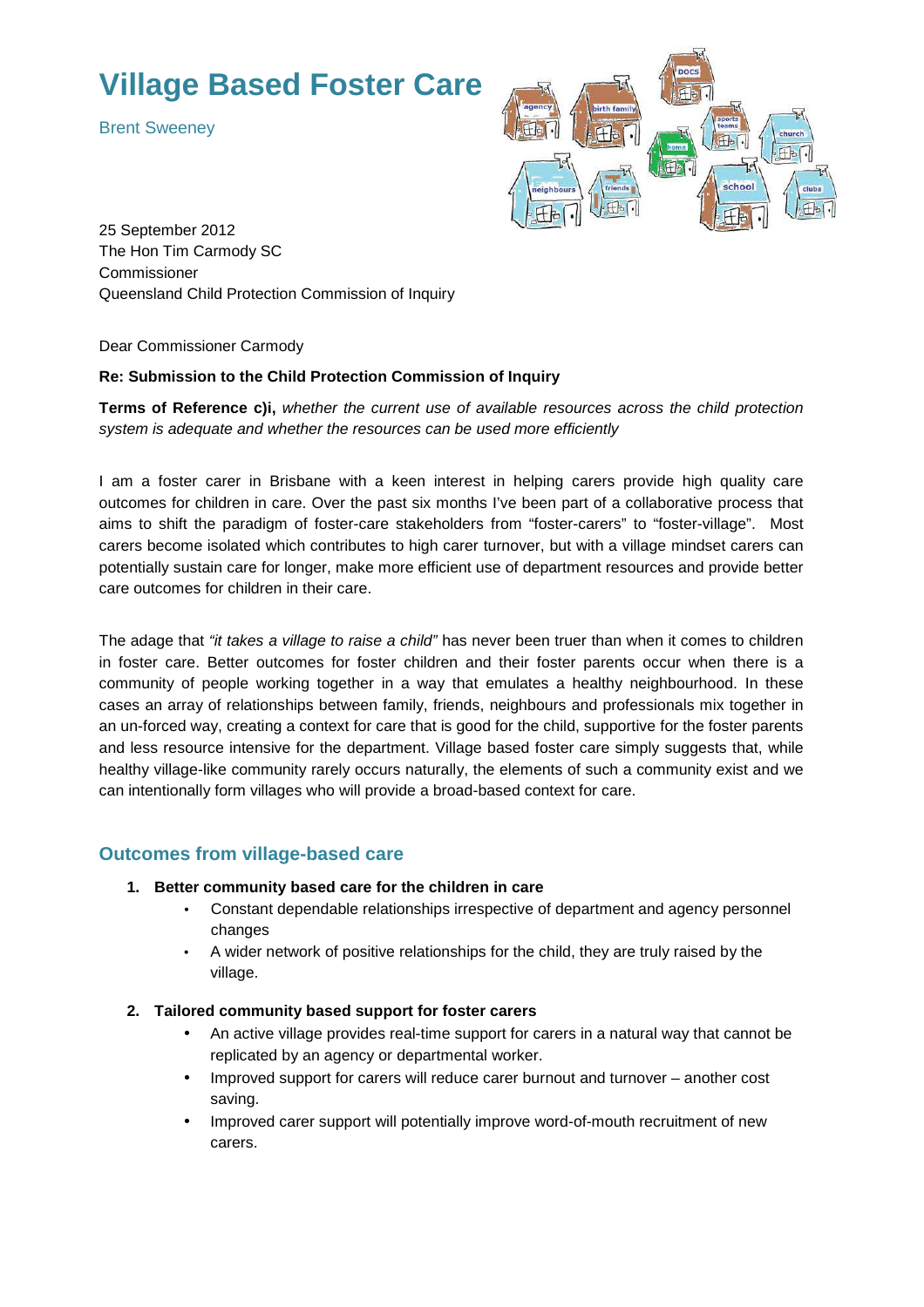# Village Based Foster Care

Brent Sweeney

25 September 2012
The Hon Tim Carmody SC
Commissioner
Queensland Child Protection Commission of Inquiry

Dear Commissioner Carmody

**Re: Submission to the Child Protection Commission of Inquiry**

**Terms of Reference c)i,** *whether the current use of available resources across the child protection system is adequate and whether the resources can be used more efficiently*

I am a foster carer in Brisbane with a keen interest in helping carers provide high quality care outcomes for children in care. Over the past six months I've been part of a collaborative process that aims to shift the paradigm of foster-care stakeholders from "foster-carers" to "foster-village". Most carers become isolated which contributes to high carer turnover, but with a village mindset carers can potentially sustain care for longer, make more efficient use of department resources and provide better care outcomes for children in their care.

The adage that *"it takes a village to raise a child"* has never been truer than when it comes to children in foster care. Better outcomes for foster children and their foster parents occur when there is a community of people working together in a way that emulates a healthy neighbourhood. In these cases an array of relationships between family, friends, neighbours and professionals mix together in an un-forced way, creating a context for care that is good for the child, supportive for the foster parents and less resource intensive for the department. Village based foster care simply suggests that, while healthy village-like community rarely occurs naturally, the elements of such a community exist and we can intentionally form villages who will provide a broad-based context for care.

## Outcomes from village-based care

1. **Better community based care for the children in care**
   - Constant dependable relationships irrespective of department and agency personnel changes
   - A wider network of positive relationships for the child, they are truly raised by the village.
2. **Tailored community based support for foster carers**
   - An active village provides real-time support for carers in a natural way that cannot be replicated by an agency or departmental worker.
   - Improved support for carers will reduce carer burnout and turnover – another cost saving.
   - Improved carer support will potentially improve word-of-mouth recruitment of new carers.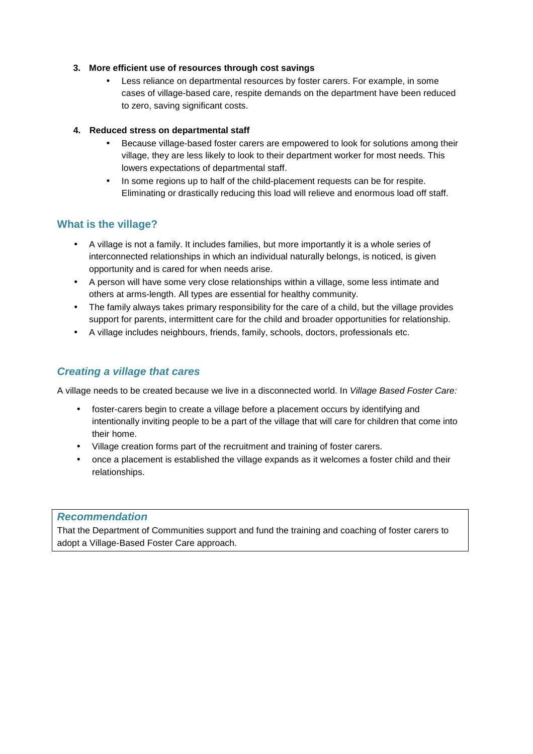3. **More efficient use of resources through cost savings**
    - Less reliance on departmental resources by foster carers. For example, in some cases of village-based care, respite demands on the department have been reduced to zero, saving significant costs.

4. **Reduced stress on departmental staff**
    - Because village-based foster carers are empowered to look for solutions among their village, they are less likely to look to their department worker for most needs. This lowers expectations of departmental staff.
    - In some regions up to half of the child-placement requests can be for respite. Eliminating or drastically reducing this load will relieve and enormous load off staff.

## What is the village?

- A village is not a family. It includes families, but more importantly it is a whole series of interconnected relationships in which an individual naturally belongs, is noticed, is given opportunity and is cared for when needs arise.
- A person will have some very close relationships within a village, some less intimate and others at arms-length. All types are essential for healthy community.
- The family always takes primary responsibility for the care of a child, but the village provides support for parents, intermittent care for the child and broader opportunities for relationship.
- A village includes neighbours, friends, family, schools, doctors, professionals etc.

### *Creating a village that cares*

A village needs to be created because we live in a disconnected world. In *Village Based Foster Care:*

- foster-carers begin to create a village before a placement occurs by identifying and intentionally inviting people to be a part of the village that will care for children that come into their home.
- Village creation forms part of the recruitment and training of foster carers.
- once a placement is established the village expands as it welcomes a foster child and their relationships.

***Recommendation***

That the Department of Communities support and fund the training and coaching of foster carers to adopt a Village-Based Foster Care approach.